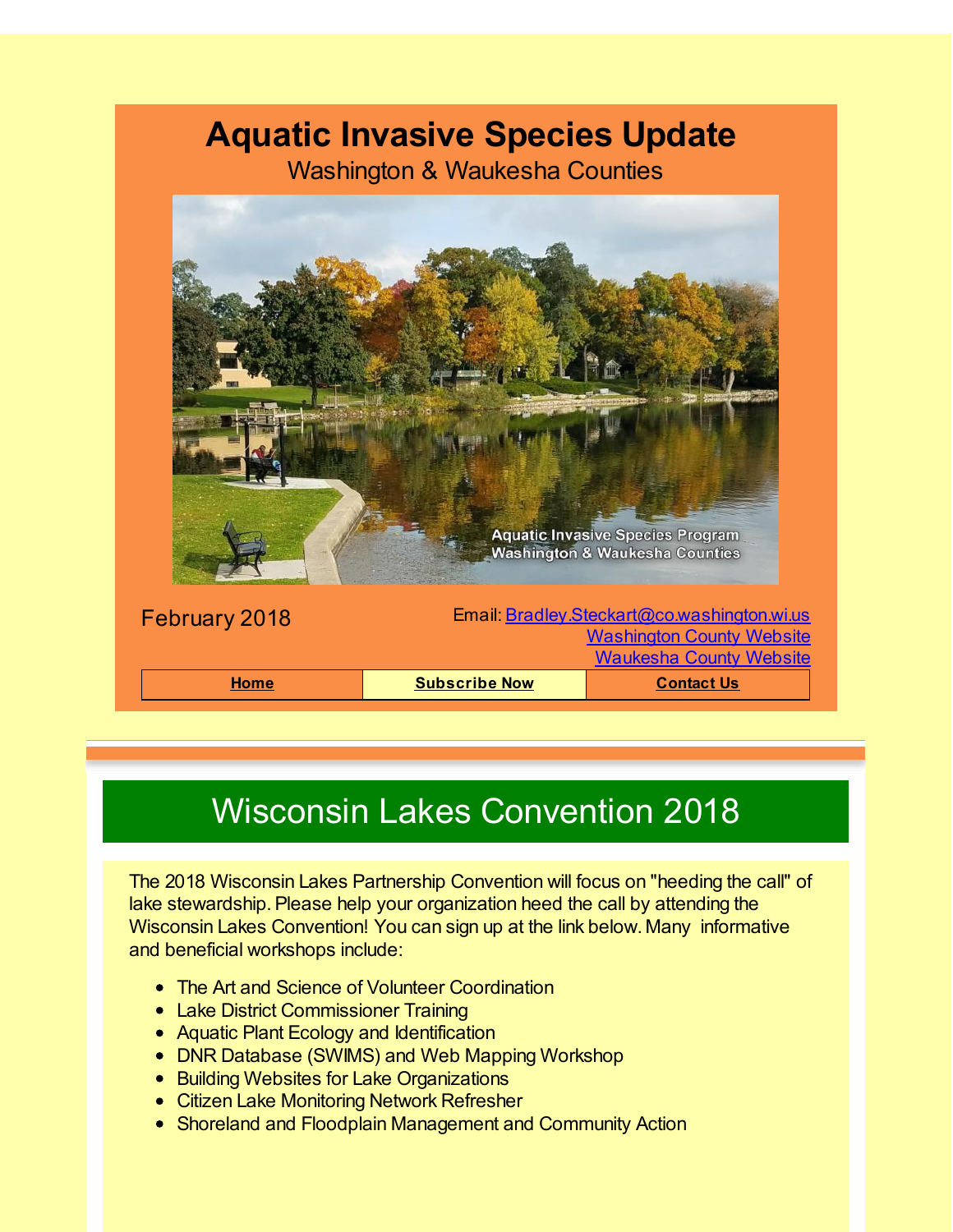# Aquatic Invasive Species Update

Washington & Waukesha Counties

February 2018

Email: [Bradley.Steckart@co.washington.wi.us](mailto:Bradley.Steckart@co.washington.wi.us)
Washington County Website
Waukesha County Website

| Home | Subscribe Now | Contact Us |
| --- | --- | --- |

## Wisconsin Lakes Convention 2018

The 2018 Wisconsin Lakes Partnership Convention will focus on "heeding the call" of lake stewardship. Please help your organization heed the call by attending the Wisconsin Lakes Convention! You can sign up at the link below. Many informative and beneficial workshops include:

- The Art and Science of Volunteer Coordination
- Lake District Commissioner Training
- Aquatic Plant Ecology and Identification
- DNR Database (SWIMS) and Web Mapping Workshop
- Building Websites for Lake Organizations
- Citizen Lake Monitoring Network Refresher
- Shoreland and Floodplain Management and Community Action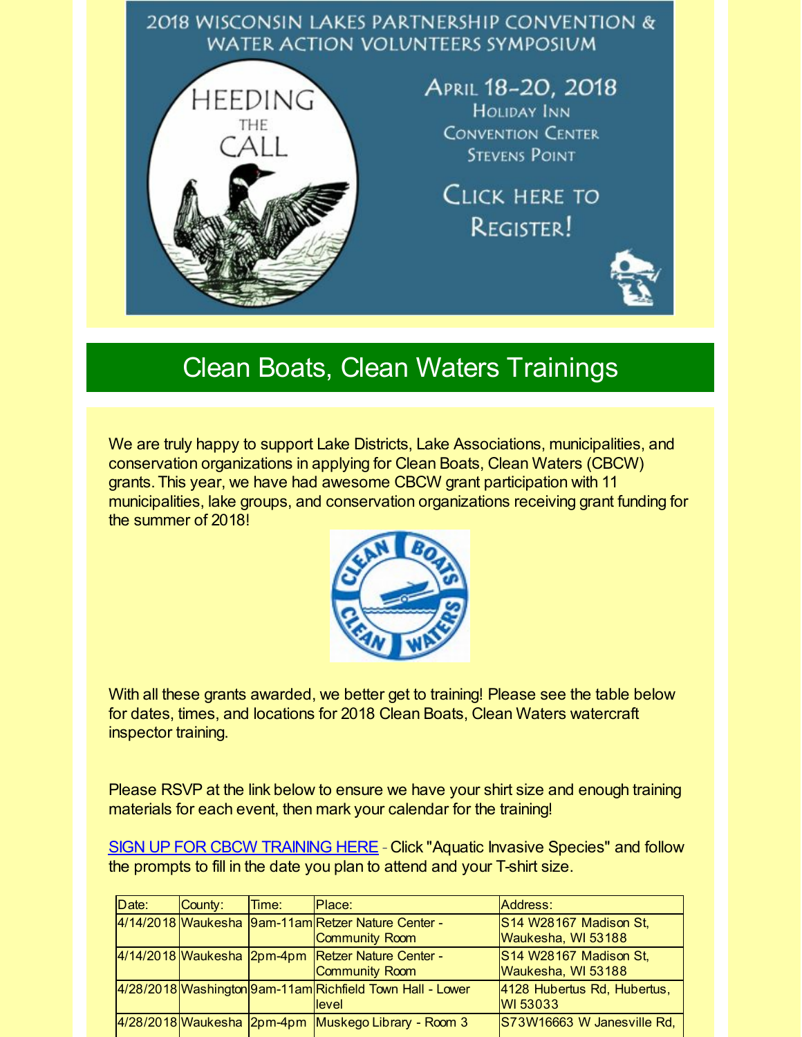2018 WISCONSIN LAKES PARTNERSHIP CONVENTION & WATER ACTION VOLUNTEERS SYMPOSIUM

HEEDING THE CALL

April 18-20, 2018
Holiday Inn
Convention Center
Stevens Point

Click here to Register!

## Clean Boats, Clean Waters Trainings

We are truly happy to support Lake Districts, Lake Associations, municipalities, and conservation organizations in applying for Clean Boats, Clean Waters (CBCW) grants. This year, we have had awesome CBCW grant participation with 11 municipalities, lake groups, and conservation organizations receiving grant funding for the summer of 2018!

With all these grants awarded, we better get to training! Please see the table below for dates, times, and locations for 2018 Clean Boats, Clean Waters watercraft inspector training.

Please RSVP at the link below to ensure we have your shirt size and enough training materials for each event, then mark your calendar for the training!

SIGN UP FOR CBCW TRAINING HERE - Click "Aquatic Invasive Species" and follow the prompts to fill in the date you plan to attend and your T-shirt size.

| Date: | County: | Time: | Place: | Address: |
|---|---|---|---|---|
| 4/14/2018 | Waukesha | 9am-11am | Retzer Nature Center - Community Room | S14 W28167 Madison St, Waukesha, WI 53188 |
| 4/14/2018 | Waukesha | 2pm-4pm | Retzer Nature Center - Community Room | S14 W28167 Madison St, Waukesha, WI 53188 |
| 4/28/2018 | Washington | 9am-11am | Richfield Town Hall - Lower level | 4128 Hubertus Rd, Hubertus, WI 53033 |
| 4/28/2018 | Waukesha | 2pm-4pm | Muskego Library - Room 3 | S73W16663 W Janesville Rd, |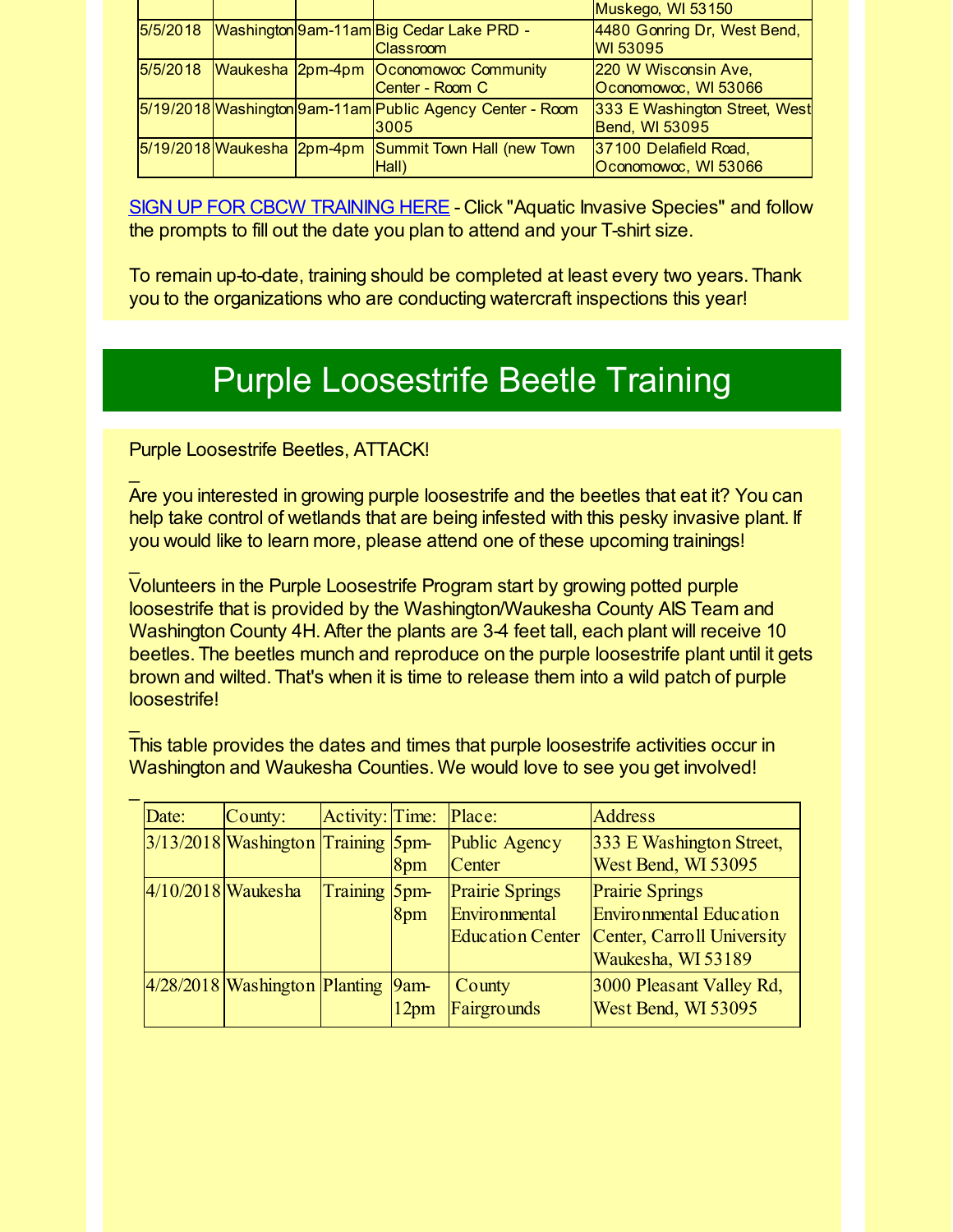| | | | | Muskego, WI 53150 |
|---|---|---|---|---|
| 5/5/2018 | Washington | 9am-11am | Big Cedar Lake PRD - Classroom | 4480 Gonring Dr, West Bend, WI 53095 |
| 5/5/2018 | Waukesha | 2pm-4pm | Oconomowoc Community Center - Room C | 220 W Wisconsin Ave, Oconomowoc, WI 53066 |
| 5/19/2018 | Washington | 9am-11am | Public Agency Center - Room 3005 | 333 E Washington Street, West Bend, WI 53095 |
| 5/19/2018 | Waukesha | 2pm-4pm | Summit Town Hall (new Town Hall) | 37100 Delafield Road, Oconomowoc, WI 53066 |

SIGN UP FOR CBCW TRAINING HERE - Click "Aquatic Invasive Species" and follow the prompts to fill out the date you plan to attend and your T-shirt size.

To remain up-to-date, training should be completed at least every two years. Thank you to the organizations who are conducting watercraft inspections this year!

# Purple Loosestrife Beetle Training

Purple Loosestrife Beetles, ATTACK!

Are you interested in growing purple loosestrife and the beetles that eat it? You can help take control of wetlands that are being infested with this pesky invasive plant. If you would like to learn more, please attend one of these upcoming trainings!

Volunteers in the Purple Loosestrife Program start by growing potted purple loosestrife that is provided by the Washington/Waukesha County AIS Team and Washington County 4H. After the plants are 3-4 feet tall, each plant will receive 10 beetles. The beetles munch and reproduce on the purple loosestrife plant until it gets brown and wilted. That's when it is time to release them into a wild patch of purple loosestrife!

This table provides the dates and times that purple loosestrife activities occur in Washington and Waukesha Counties. We would love to see you get involved!

| Date: | County: | Activity: | Time: | Place: | Address |
|---|---|---|---|---|---|
| 3/13/2018 | Washington | Training | 5pm-8pm | Public Agency Center | 333 E Washington Street, West Bend, WI 53095 |
| 4/10/2018 | Waukesha | Training | 5pm-8pm | Prairie Springs Environmental Education Center | Prairie Springs Environmental Education Center, Carroll University Waukesha, WI 53189 |
| 4/28/2018 | Washington | Planting | 9am-12pm | County Fairgrounds | 3000 Pleasant Valley Rd, West Bend, WI 53095 |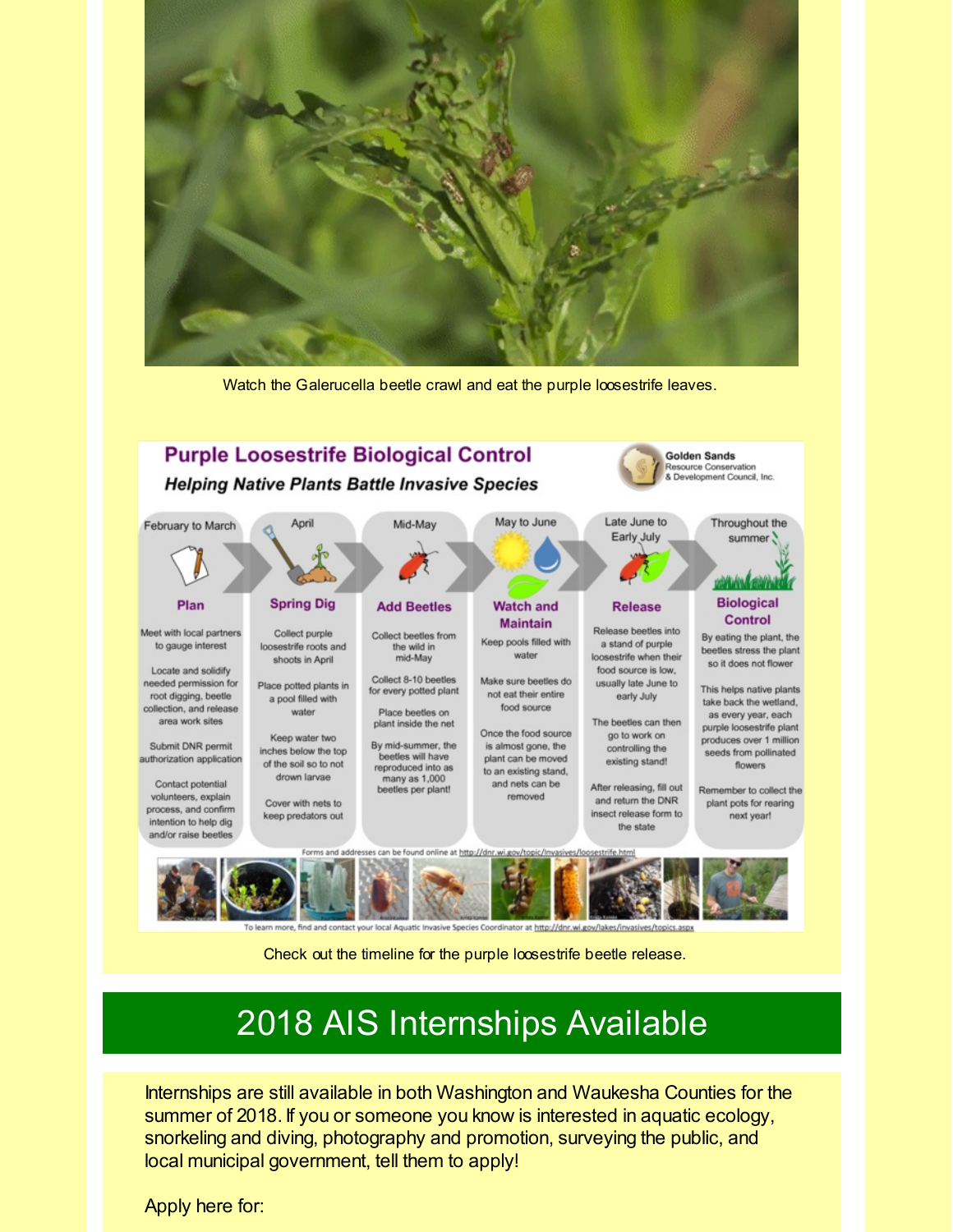Watch the Galerucella beetle crawl and eat the purple loosestrife leaves.

# Purple Loosestrife Biological Control

***Helping Native Plants Battle Invasive Species***

Golden Sands Resource Conservation & Development Council, Inc.

| February to March | April | Mid-May | May to June | Late June to Early July | Throughout the summer |
|---|---|---|---|---|---|
| **Plan** | **Spring Dig** | **Add Beetles** | **Watch and Maintain** | **Release** | **Biological Control** |
| Meet with local partners to gauge interest<br><br>Locate and solidify needed permission for root digging, beetle collection, and release area work sites<br><br>Submit DNR permit authorization application<br><br>Contact potential volunteers, explain process, and confirm intention to help dig and/or raise beetles | Collect purple loosestrife roots and shoots in April<br><br>Place potted plants in a pool filled with water<br><br>Keep water two inches below the top of the soil so to not drown larvae<br><br>Cover with nets to keep predators out | Collect beetles from the wild in mid-May<br><br>Collect 8-10 beetles for every potted plant<br><br>Place beetles on plant inside the net<br><br>By mid-summer, the beetles will have reproduced into as many as 1,000 beetles per plant! | Keep pools filled with water<br><br>Make sure beetles do not eat their entire food source<br><br>Once the food source is almost gone, the plant can be moved to an existing stand, and nets can be removed | Release beetles into a stand of purple loosestrife when their food source is low, usually late June to early July<br><br>The beetles can then go to work on controlling the existing stand!<br><br>After releasing, fill out and return the DNR insect release form to the state | By eating the plant, the beetles stress the plant so it does not flower<br><br>This helps native plants take back the wetland, as every year, each purple loosestrife plant produces over 1 million seeds from pollinated flowers<br><br>Remember to collect the plant pots for rearing next year! |

Forms and addresses can be found online at http://dnr.wi.gov/topic/invasives/loosestrife.html

To learn more, find and contact your local Aquatic Invasive Species Coordinator at http://dnr.wi.gov/lakes/invasives/topics.aspx

Check out the timeline for the purple loosestrife beetle release.

# 2018 AIS Internships Available

Internships are still available in both Washington and Waukesha Counties for the summer of 2018. If you or someone you know is interested in aquatic ecology, snorkeling and diving, photography and promotion, surveying the public, and local municipal government, tell them to apply!

Apply here for: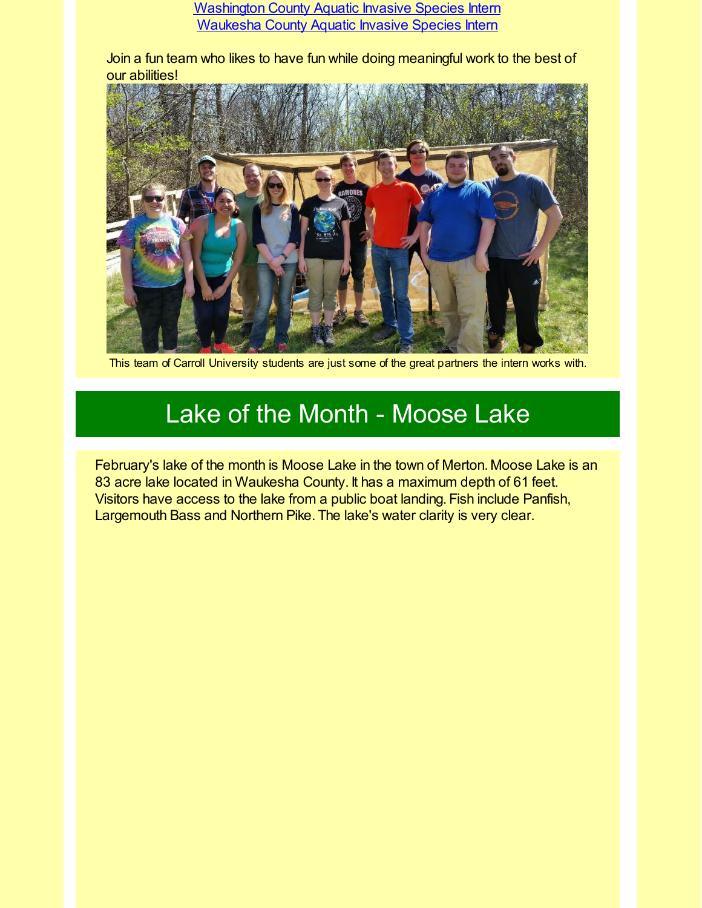[Washington County Aquatic Invasive Species Intern]
[Waukesha County Aquatic Invasive Species Intern]

Join a fun team who likes to have fun while doing meaningful work to the best of our abilities!

This team of Carroll University students are just some of the great partners the intern works with.

# Lake of the Month - Moose Lake

February's lake of the month is Moose Lake in the town of Merton. Moose Lake is an 83 acre lake located in Waukesha County. It has a maximum depth of 61 feet. Visitors have access to the lake from a public boat landing. Fish include Panfish, Largemouth Bass and Northern Pike. The lake's water clarity is very clear.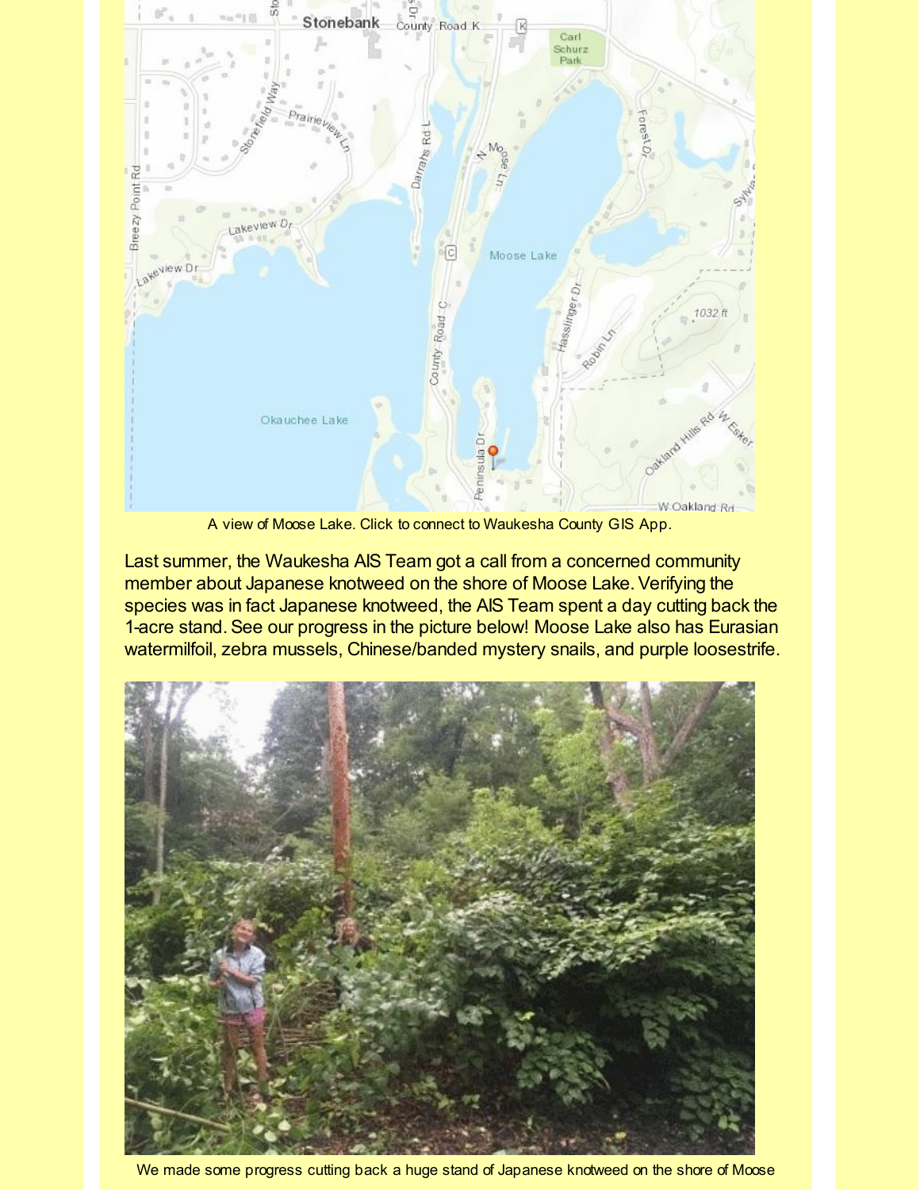A view of Moose Lake. Click to connect to Waukesha County GIS App.

Last summer, the Waukesha AIS Team got a call from a concerned community member about Japanese knotweed on the shore of Moose Lake. Verifying the species was in fact Japanese knotweed, the AIS Team spent a day cutting back the 1-acre stand. See our progress in the picture below! Moose Lake also has Eurasian watermilfoil, zebra mussels, Chinese/banded mystery snails, and purple loosestrife.

We made some progress cutting back a huge stand of Japanese knotweed on the shore of Moose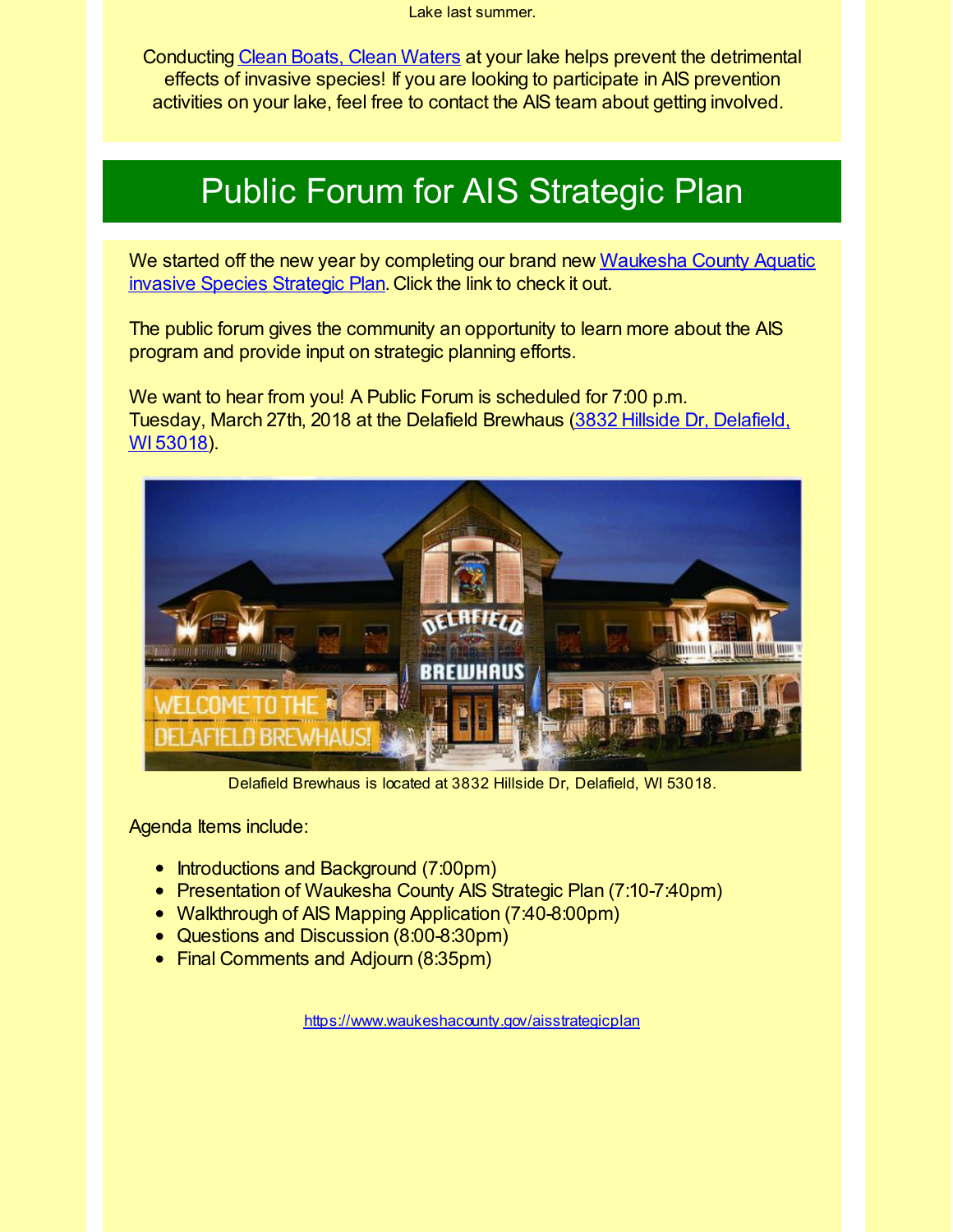Lake last summer.

Conducting Clean Boats, Clean Waters at your lake helps prevent the detrimental effects of invasive species! If you are looking to participate in AIS prevention activities on your lake, feel free to contact the AIS team about getting involved.

# Public Forum for AIS Strategic Plan

We started off the new year by completing our brand new Waukesha County Aquatic invasive Species Strategic Plan. Click the link to check it out.

The public forum gives the community an opportunity to learn more about the AIS program and provide input on strategic planning efforts.

We want to hear from you! A Public Forum is scheduled for 7:00 p.m. Tuesday, March 27th, 2018 at the Delafield Brewhaus (3832 Hillside Dr, Delafield, WI 53018).

Delafield Brewhaus is located at 3832 Hillside Dr, Delafield, WI 53018.

Agenda Items include:

- Introductions and Background (7:00pm)
- Presentation of Waukesha County AIS Strategic Plan (7:10-7:40pm)
- Walkthrough of AIS Mapping Application (7:40-8:00pm)
- Questions and Discussion (8:00-8:30pm)
- Final Comments and Adjourn (8:35pm)

https://www.waukeshacounty.gov/aisstrategicplan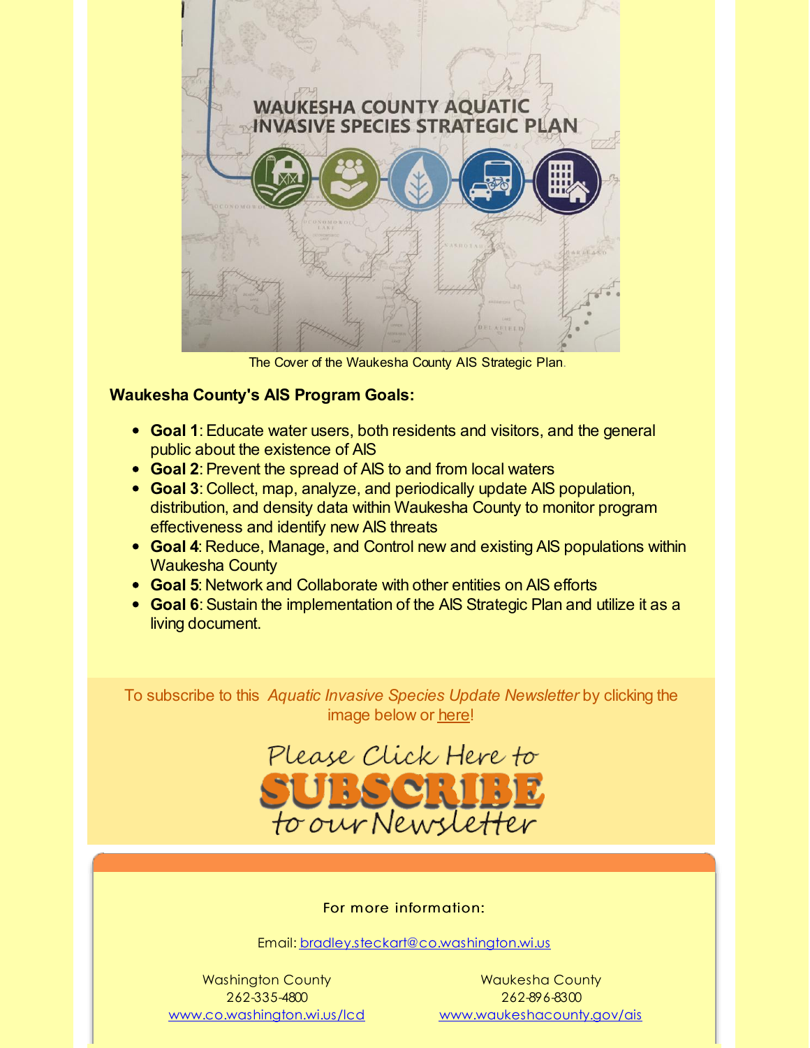The Cover of the Waukesha County AIS Strategic Plan.

**Waukesha County's AIS Program Goals:**

- **Goal 1**: Educate water users, both residents and visitors, and the general public about the existence of AIS
- **Goal 2**: Prevent the spread of AIS to and from local waters
- **Goal 3**: Collect, map, analyze, and periodically update AIS population, distribution, and density data within Waukesha County to monitor program effectiveness and identify new AIS threats
- **Goal 4**: Reduce, Manage, and Control new and existing AIS populations within Waukesha County
- **Goal 5**: Network and Collaborate with other entities on AIS efforts
- **Goal 6**: Sustain the implementation of the AIS Strategic Plan and utilize it as a living document.

To subscribe to this *Aquatic Invasive Species Update Newsletter* by clicking the image below or here!

Please Click Here to SUBSCRIBE to our Newsletter

For more information:

Email: bradley.steckart@co.washington.wi.us

Washington County
262-335-4800
www.co.washington.wi.us/lcd

Waukesha County
262-896-8300
www.waukeshacounty.gov/ais